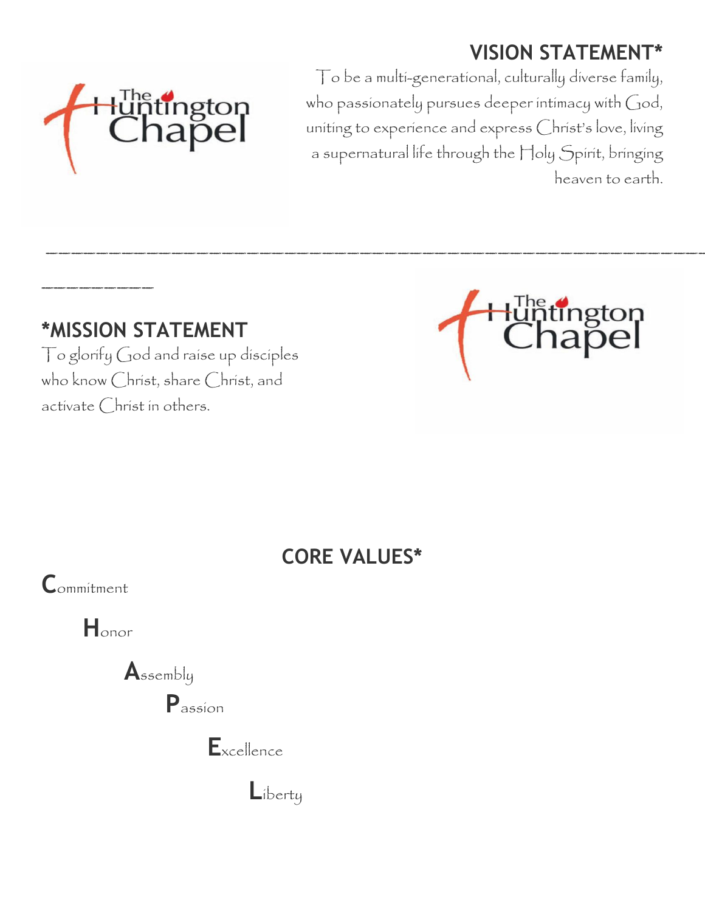## VISION STATEMENT*

To be a multi-generational, culturally diverse family, who passionately pursues deeper intimacy with God, uniting to experience and express Christ's love, living a supernatural life through the Holy Spirit, bringing heaven to earth.

---

## *MISSION STATEMENT

To glorify God and raise up disciples who know Christ, share Christ, and activate Christ in others.

## CORE VALUES*

**C**ommitment

**H**onor

**A**ssembly

**P**assion

**E**xcellence

**L**iberty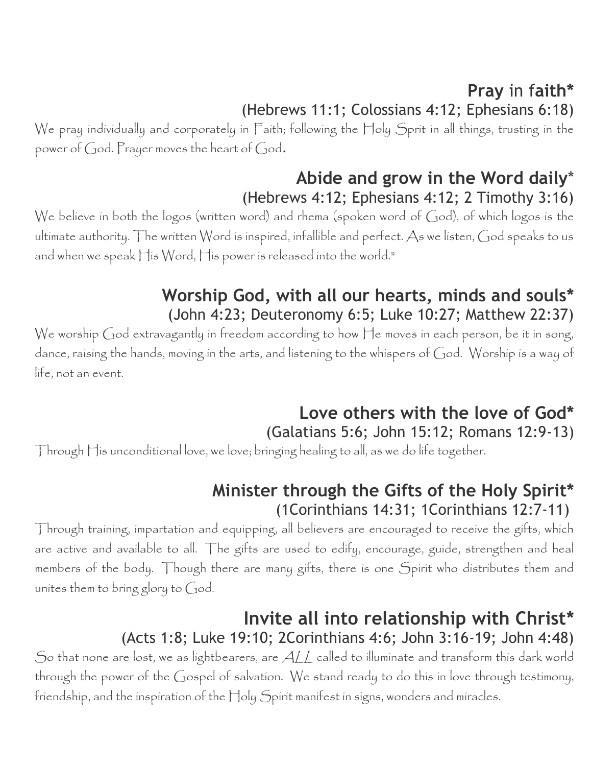## **Pray** in f**aith***

(Hebrews 11:1; Colossians 4:12; Ephesians 6:18)

We pray individually and corporately in Faith; following the Holy Sprit in all things, trusting in the power of God. Prayer moves the heart of God.

## **Abide and grow in the Word daily***

(Hebrews 4:12; Ephesians 4:12; 2 Timothy 3:16)

We believe in both the logos (written word) and rhema (spoken word of God), of which logos is the ultimate authority. The written Word is inspired, infallible and perfect. As we listen, God speaks to us and when we speak His Word, His power is released into the world."

## **Worship God, with all our hearts, minds and souls***

(John 4:23; Deuteronomy 6:5; Luke 10:27; Matthew 22:37)

We worship God extravagantly in freedom according to how He moves in each person, be it in song, dance, raising the hands, moving in the arts, and listening to the whispers of God. Worship is a way of life, not an event.

## **Love others with the love of God***

(Galatians 5:6; John 15:12; Romans 12:9-13)

Through His unconditional love, we love; bringing healing to all, as we do life together.

## **Minister through the Gifts of the Holy Spirit***

(1Corinthians 14:31; 1Corinthians 12:7-11)

Through training, impartation and equipping, all believers are encouraged to receive the gifts, which are active and available to all. The gifts are used to edify, encourage, guide, strengthen and heal members of the body. Though there are many gifts, there is one Spirit who distributes them and unites them to bring glory to God.

## **Invite all into relationship with Christ***

(Acts 1:8; Luke 19:10; 2Corinthians 4:6; John 3:16-19; John 4:48)

So that none are lost, we as lightbearers, are *ALL* called to illuminate and transform this dark world through the power of the Gospel of salvation. We stand ready to do this in love through testimony, friendship, and the inspiration of the Holy Spirit manifest in signs, wonders and miracles.